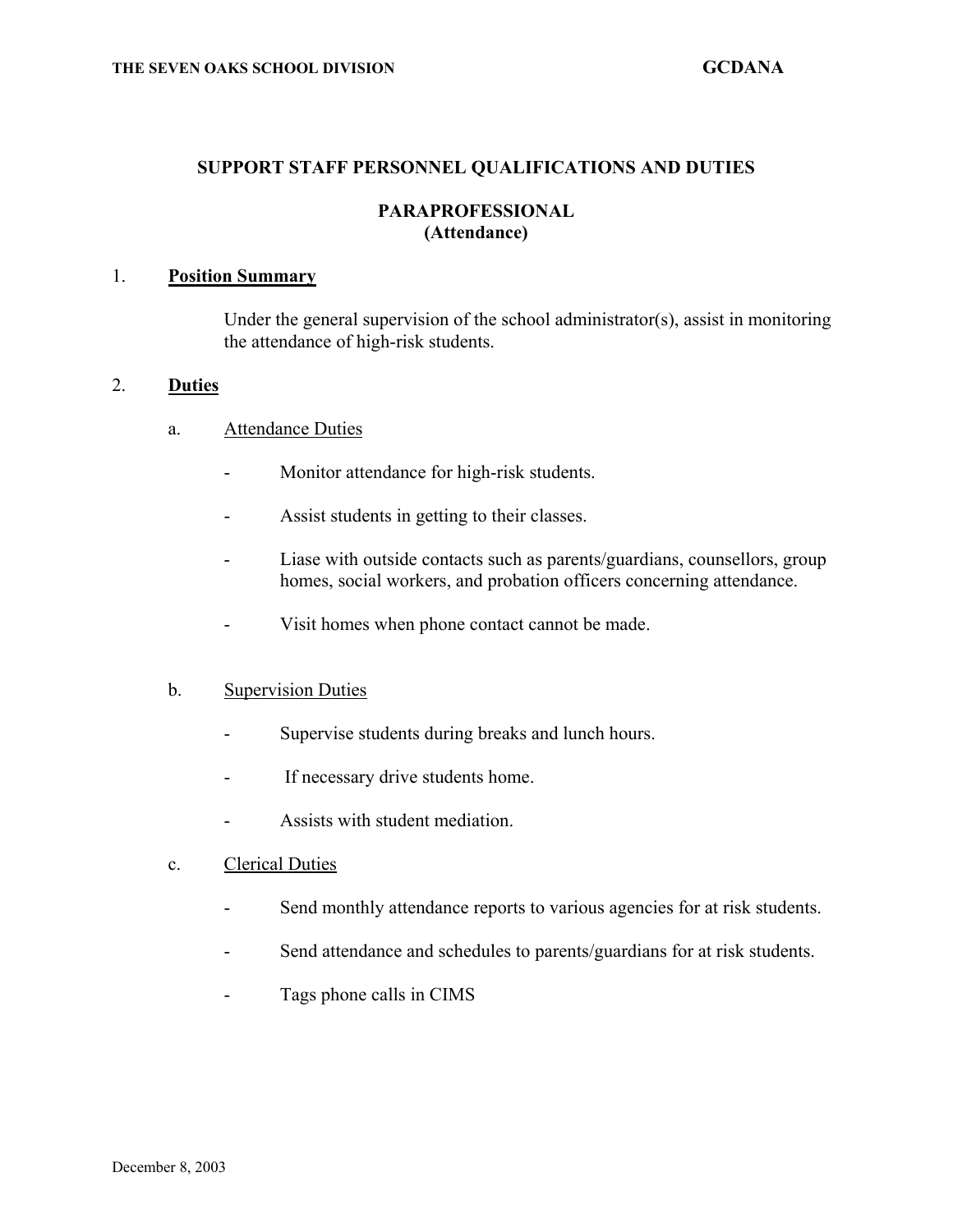# SUPPORT STAFF PERSONNEL QUALIFICATIONS AND DUTIES

## PARAPROFESSIONAL (Attendance)

1. **Position Summary**

   Under the general supervision of the school administrator(s), assist in monitoring the attendance of high-risk students.

2. **Duties**

   a. Attendance Duties

   - Monitor attendance for high-risk students.
   - Assist students in getting to their classes.
   - Liase with outside contacts such as parents/guardians, counsellors, group homes, social workers, and probation officers concerning attendance.
   - Visit homes when phone contact cannot be made.

   b. Supervision Duties

   - Supervise students during breaks and lunch hours.
   - If necessary drive students home.
   - Assists with student mediation.

   c. Clerical Duties

   - Send monthly attendance reports to various agencies for at risk students.
   - Send attendance and schedules to parents/guardians for at risk students.
   - Tags phone calls in CIMS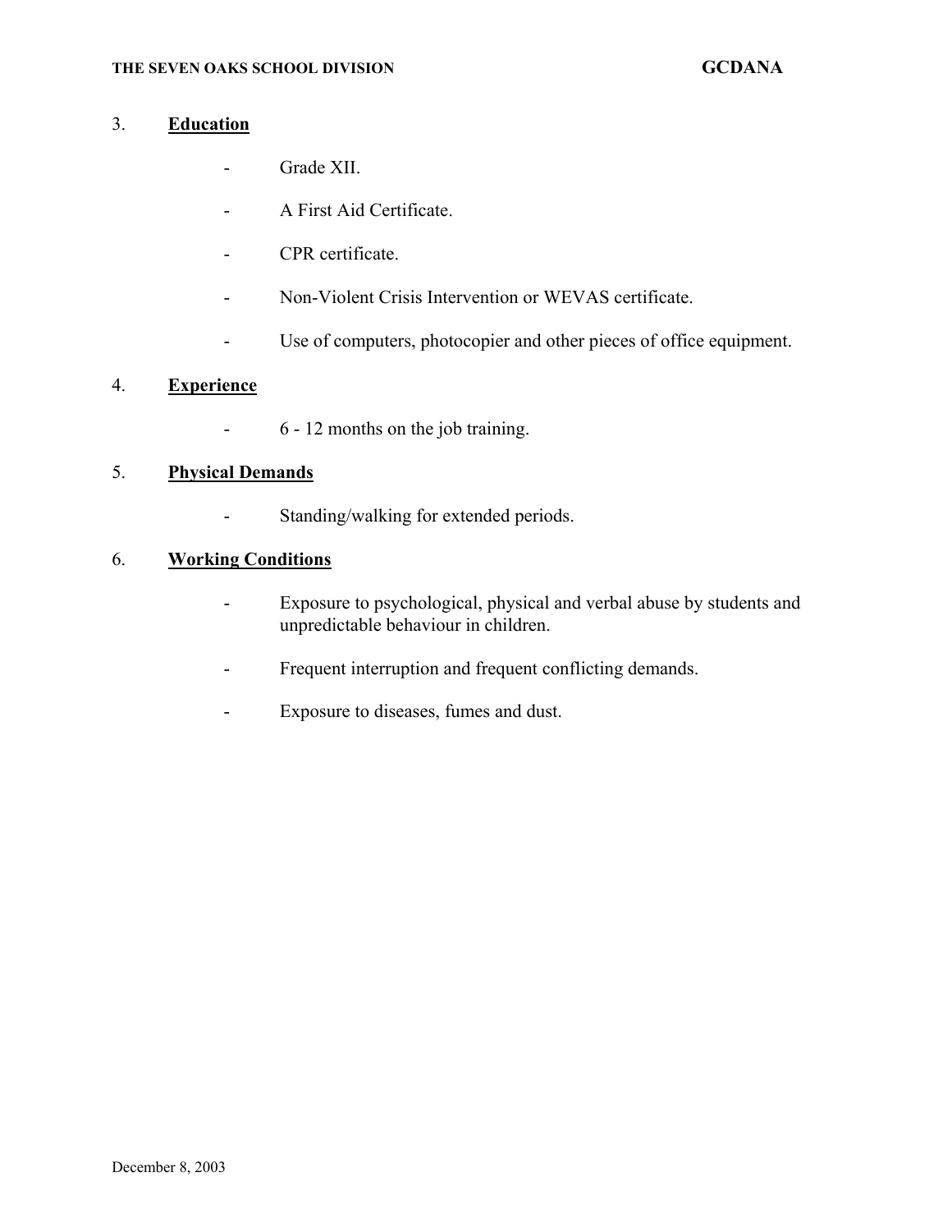3. **Education**

   - Grade XII.
   - A First Aid Certificate.
   - CPR certificate.
   - Non-Violent Crisis Intervention or WEVAS certificate.
   - Use of computers, photocopier and other pieces of office equipment.

4. **Experience**

   - 6 - 12 months on the job training.

5. **Physical Demands**

   - Standing/walking for extended periods.

6. **Working Conditions**

   - Exposure to psychological, physical and verbal abuse by students and unpredictable behaviour in children.
   - Frequent interruption and frequent conflicting demands.
   - Exposure to diseases, fumes and dust.

December 8, 2003